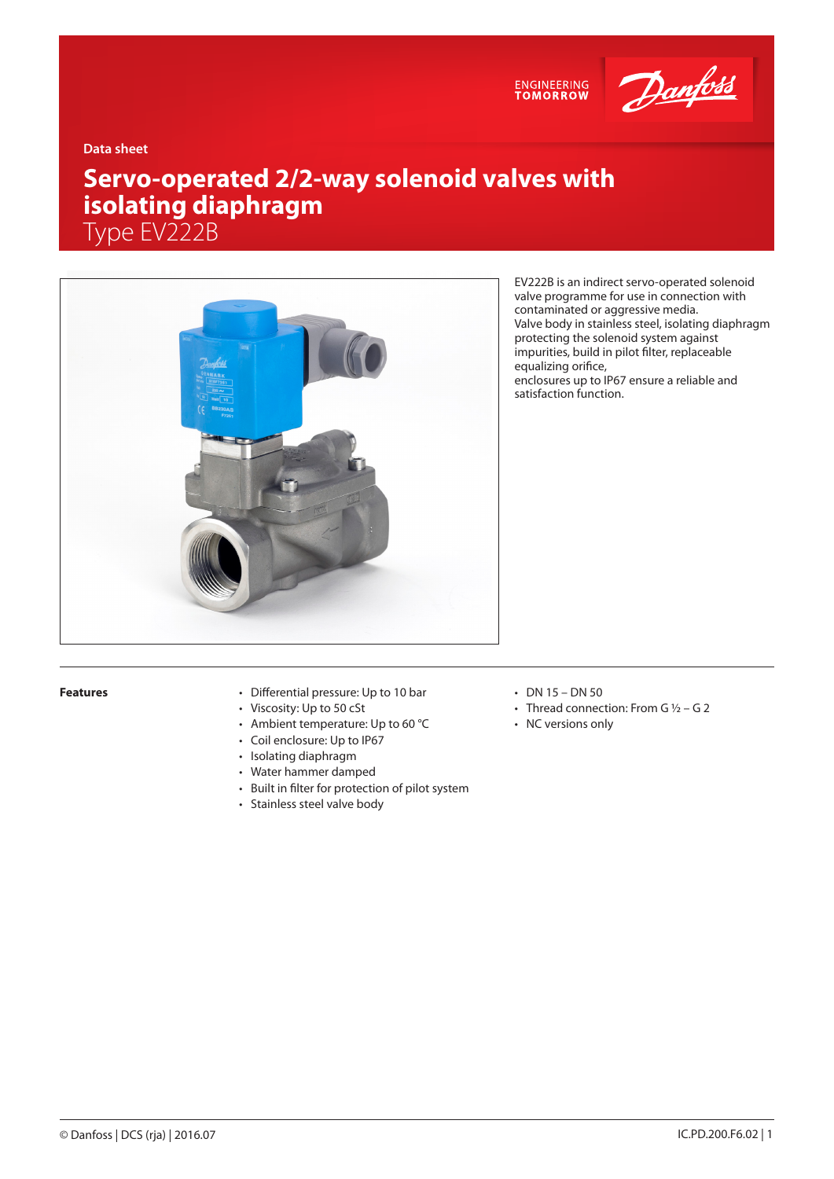Data sheet

# Servo-operated 2/2-way solenoid valves with isolating diaphragm

## Type EV222B

EV222B is an indirect servo-operated solenoid valve programme for use in connection with contaminated or aggressive media.
Valve body in stainless steel, isolating diaphragm protecting the solenoid system against impurities, build in pilot filter, replaceable equalizing orifice,
enclosures up to IP67 ensure a reliable and satisfaction function.

**Features**

- Differential pressure: Up to 10 bar
- Viscosity: Up to 50 cSt
- Ambient temperature: Up to 60 °C
- Coil enclosure: Up to IP67
- Isolating diaphragm
- Water hammer damped
- Built in filter for protection of pilot system
- Stainless steel valve body
- DN 15 – DN 50
- Thread connection: From G ½ – G 2
- NC versions only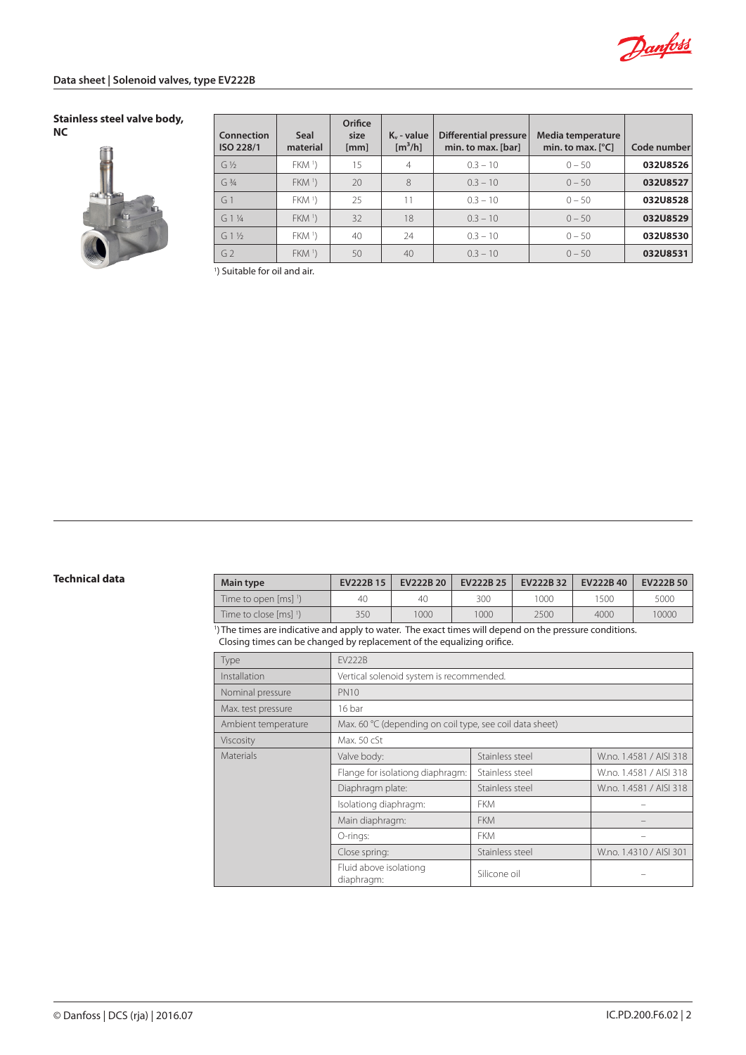## Stainless steel valve body, NC

| Connection ISO 228/1 | Seal material | Orifice size [mm] | $K_v$ - value [$m^3/h$] | Differential pressure min. to max. [bar] | Media temperature min. to max. [°C] | Code number |
|---|---|---|---|---|---|---|
| G ½ | FKM [1]) | 15 | 4 | 0.3 – 10 | 0 – 50 | **032U8526** |
| G ¾ | FKM [1]) | 20 | 8 | 0.3 – 10 | 0 – 50 | **032U8527** |
| G 1 | FKM [1]) | 25 | 11 | 0.3 – 10 | 0 – 50 | **032U8528** |
| G 1 ¼ | FKM [1]) | 32 | 18 | 0.3 – 10 | 0 – 50 | **032U8529** |
| G 1 ½ | FKM [1]) | 40 | 24 | 0.3 – 10 | 0 – 50 | **032U8530** |
| G 2 | FKM [1]) | 50 | 40 | 0.3 – 10 | 0 – 50 | **032U8531** |

[1]) Suitable for oil and air.

## Technical data

| Main type | EV222B 15 | EV222B 20 | EV222B 25 | EV222B 32 | EV222B 40 | EV222B 50 |
|---|---|---|---|---|---|---|
| Time to open [ms] [1]) | 40 | 40 | 300 | 1000 | 1500 | 5000 |
| Time to close [ms] [1]) | 350 | 1000 | 1000 | 2500 | 4000 | 10000 |

[1]) The times are indicative and apply to water. The exact times will depend on the pressure conditions.
Closing times can be changed by replacement of the equalizing orifice.

| Type | EV222B | | |
|---|---|---|---|
| Installation | Vertical solenoid system is recommended. | | |
| Nominal pressure | PN10 | | |
| Max. test pressure | 16 bar | | |
| Ambient temperature | Max. 60 °C (depending on coil type, see coil data sheet) | | |
| Viscosity | Max. 50 cSt | | |
| Materials | Valve body: | Stainless steel | W.no. 1.4581 / AISI 318 |
| | Flange for isolationg diaphragm: | Stainless steel | W.no. 1.4581 / AISI 318 |
| | Diaphragm plate: | Stainless steel | W.no. 1.4581 / AISI 318 |
| | Isolationg diaphragm: | FKM | – |
| | Main diaphragm: | FKM | – |
| | O-rings: | FKM | – |
| | Close spring: | Stainless steel | W.no. 1.4310 / AISI 301 |
| | Fluid above isolationg diaphragm: | Silicone oil | – |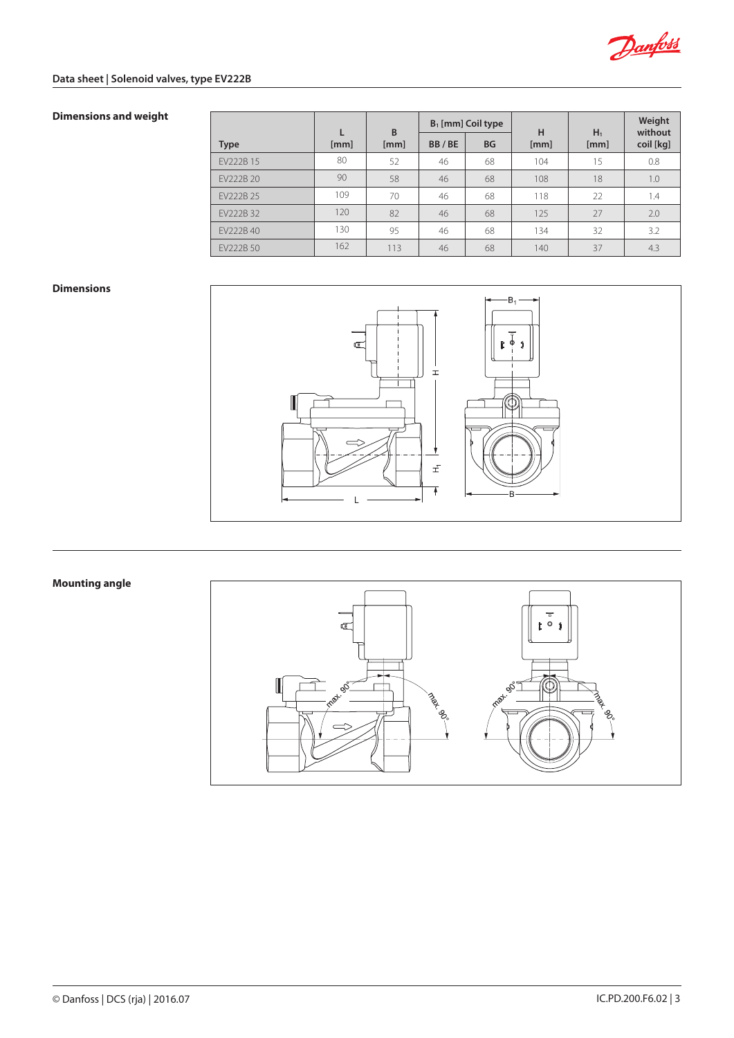## Dimensions and weight

| Type | L [mm] | B [mm] | $B_1$ [mm] Coil type | | H [mm] | $H_1$ [mm] | Weight without coil [kg] |
|---|---|---|---|---|---|---|---|
| | | | BB / BE | BG | | | |
| EV222B 15 | 80 | 52 | 46 | 68 | 104 | 15 | 0.8 |
| EV222B 20 | 90 | 58 | 46 | 68 | 108 | 18 | 1.0 |
| EV222B 25 | 109 | 70 | 46 | 68 | 118 | 22 | 1.4 |
| EV222B 32 | 120 | 82 | 46 | 68 | 125 | 27 | 2.0 |
| EV222B 40 | 130 | 95 | 46 | 68 | 134 | 32 | 3.2 |
| EV222B 50 | 162 | 113 | 46 | 68 | 140 | 37 | 4.3 |

## Dimensions

## Mounting angle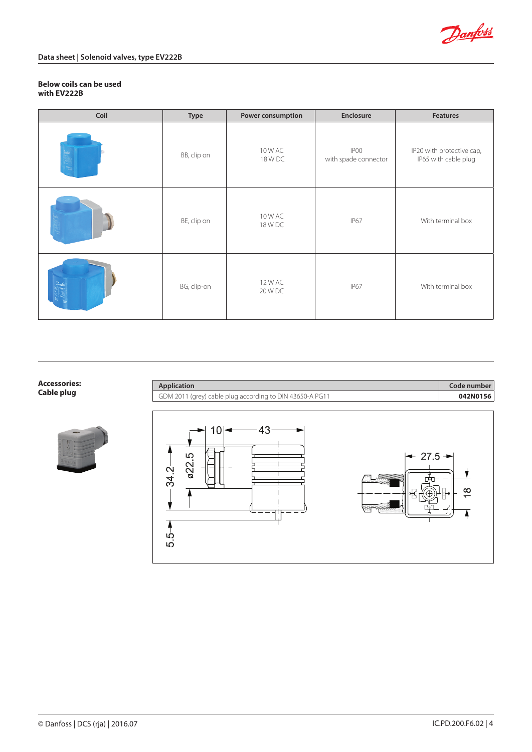**Below coils can be used with EV222B**

| Coil | Type | Power consumption | Enclosure | Features |
|---|---|---|---|---|
| | BB, clip on | 10 W AC<br>18 W DC | IP00<br>with spade connector | IP20 with protective cap,<br>IP65 with cable plug |
| | BE, clip on | 10 W AC<br>18 W DC | IP67 | With terminal box |
| | BG, clip-on | 12 W AC<br>20 W DC | IP67 | With terminal box |

**Accessories:**
**Cable plug**

| Application | Code number |
|---|---|
| GDM 2011 (grey) cable plug according to DIN 43650-A PG11 | **042N0156** |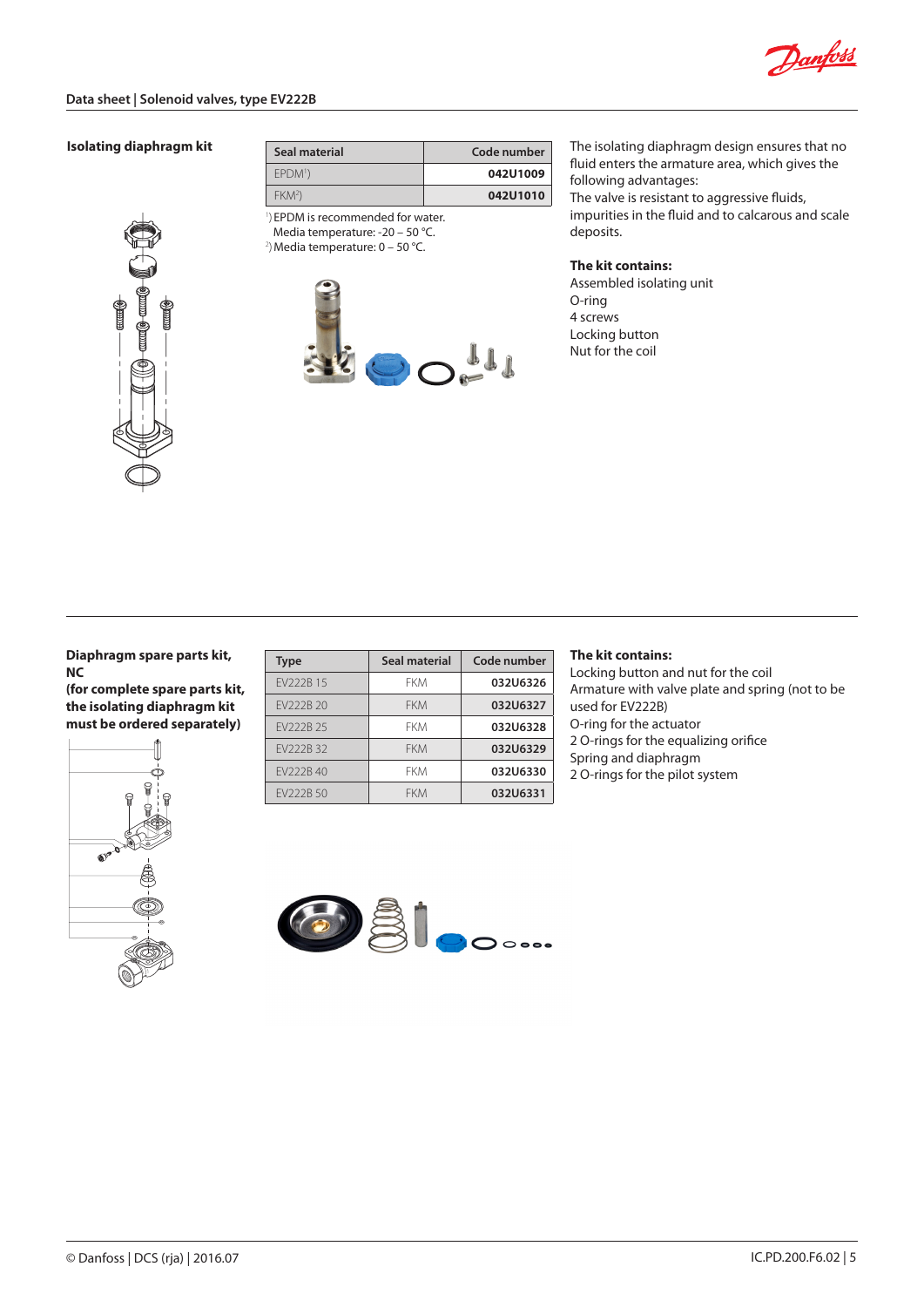## Isolating diaphragm kit

| Seal material | Code number |
|---|---|
| EPDM[1]) | 042U1009 |
| FKM[2]) | 042U1010 |

[1]) EPDM is recommended for water.
Media temperature: -20 – 50 °C.
[2]) Media temperature: 0 – 50 °C.

The isolating diaphragm design ensures that no fluid enters the armature area, which gives the following advantages:
The valve is resistant to aggressive fluids, impurities in the fluid and to calcarous and scale deposits.

**The kit contains:**
Assembled isolating unit
O-ring
4 screws
Locking button
Nut for the coil

---

## Diaphragm spare parts kit, NC
**(for complete spare parts kit, the isolating diaphragm kit must be ordered separately)**

| Type | Seal material | Code number |
|---|---|---|
| EV222B 15 | FKM | 032U6326 |
| EV222B 20 | FKM | 032U6327 |
| EV222B 25 | FKM | 032U6328 |
| EV222B 32 | FKM | 032U6329 |
| EV222B 40 | FKM | 032U6330 |
| EV222B 50 | FKM | 032U6331 |

**The kit contains:**
Locking button and nut for the coil
Armature with valve plate and spring (not to be used for EV222B)
O-ring for the actuator
2 O-rings for the equalizing orifice
Spring and diaphragm
2 O-rings for the pilot system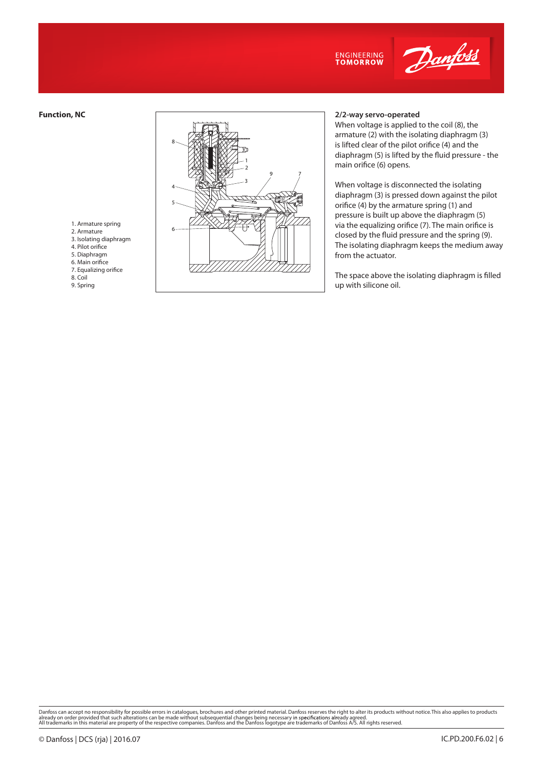**Function, NC**

1. Armature spring
2. Armature
3. Isolating diaphragm
4. Pilot orifice
5. Diaphragm
6. Main orifice
7. Equalizing orifice
8. Coil
9. Spring

8
1
2
9
7
3
4
5
6

**2/2-way servo-operated**

When voltage is applied to the coil (8), the armature (2) with the isolating diaphragm (3) is lifted clear of the pilot orifice (4) and the diaphragm (5) is lifted by the fluid pressure - the main orifice (6) opens.

When voltage is disconnected the isolating diaphragm (3) is pressed down against the pilot orifice (4) by the armature spring (1) and pressure is built up above the diaphragm (5) via the equalizing orifice (7). The main orifice is closed by the fluid pressure and the spring (9). The isolating diaphragm keeps the medium away from the actuator.

The space above the isolating diaphragm is filled up with silicone oil.

Danfoss can accept no responsibility for possible errors in catalogues, brochures and other printed material. Danfoss reserves the right to alter its products without notice. This also applies to products already on order provided that such alterations can be made without subsequential changes being necessary in specifications already agreed.
All trademarks in this material are property of the respective companies. Danfoss and the Danfoss logotype are trademarks of Danfoss A/S. All rights reserved.